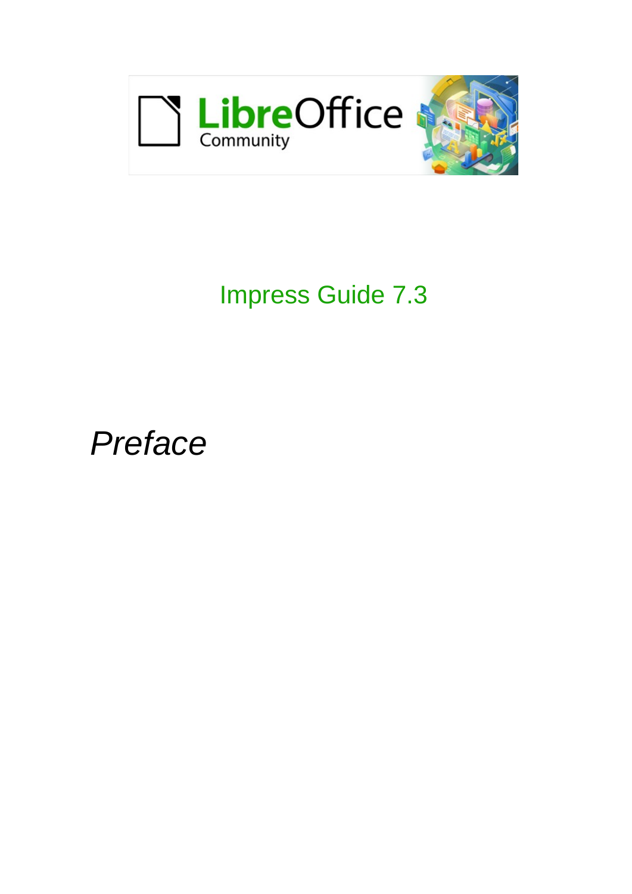Impress Guide 7.3

# *Preface*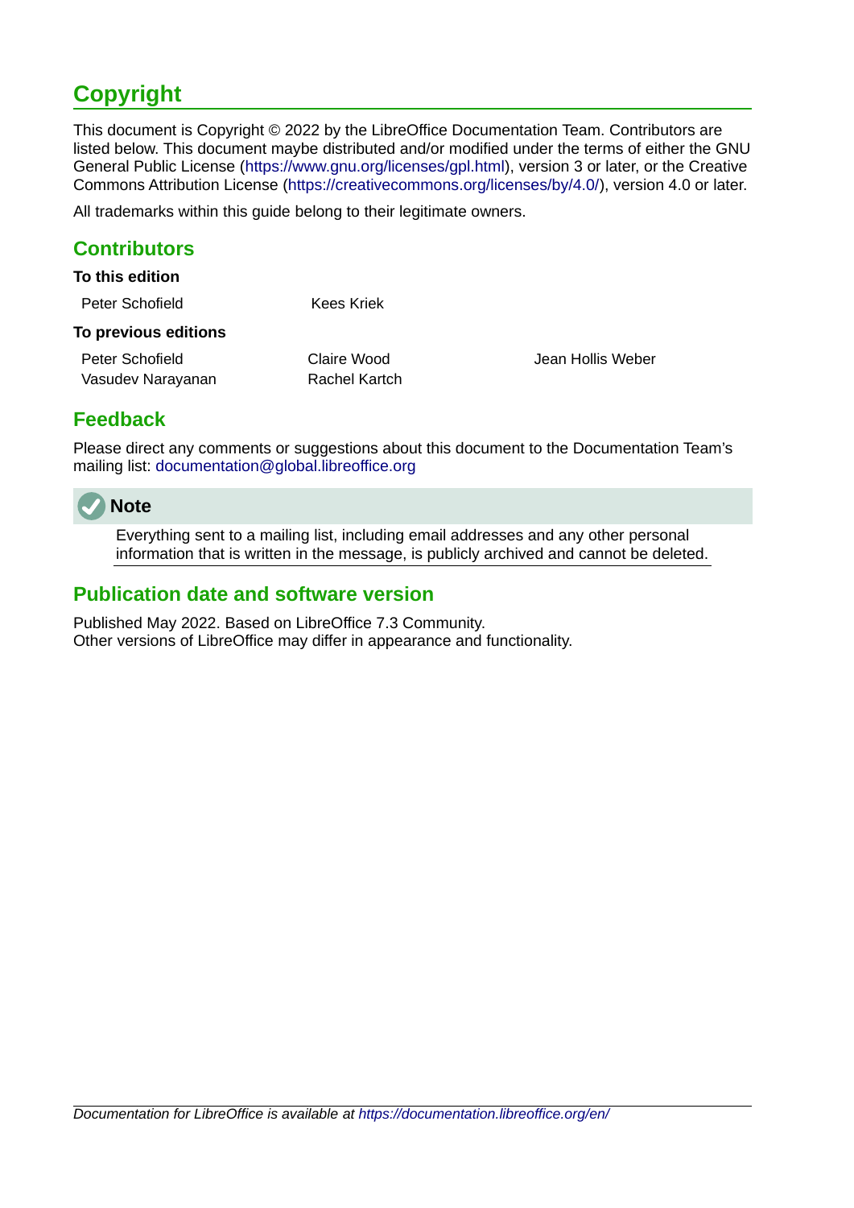# Copyright

This document is Copyright © 2022 by the LibreOffice Documentation Team. Contributors are listed below. This document maybe distributed and/or modified under the terms of either the GNU General Public License (https://www.gnu.org/licenses/gpl.html), version 3 or later, or the Creative Commons Attribution License (https://creativecommons.org/licenses/by/4.0/), version 4.0 or later.

All trademarks within this guide belong to their legitimate owners.

## Contributors

**To this edition**

Peter Schofield    Kees Kriek

**To previous editions**

Peter Schofield    Claire Wood    Jean Hollis Weber
Vasudev Narayanan    Rachel Kartch

## Feedback

Please direct any comments or suggestions about this document to the Documentation Team's mailing list: documentation@global.libreoffice.org

**Note**

Everything sent to a mailing list, including email addresses and any other personal information that is written in the message, is publicly archived and cannot be deleted.

## Publication date and software version

Published May 2022. Based on LibreOffice 7.3 Community.
Other versions of LibreOffice may differ in appearance and functionality.

*Documentation for LibreOffice is available at https://documentation.libreoffice.org/en/*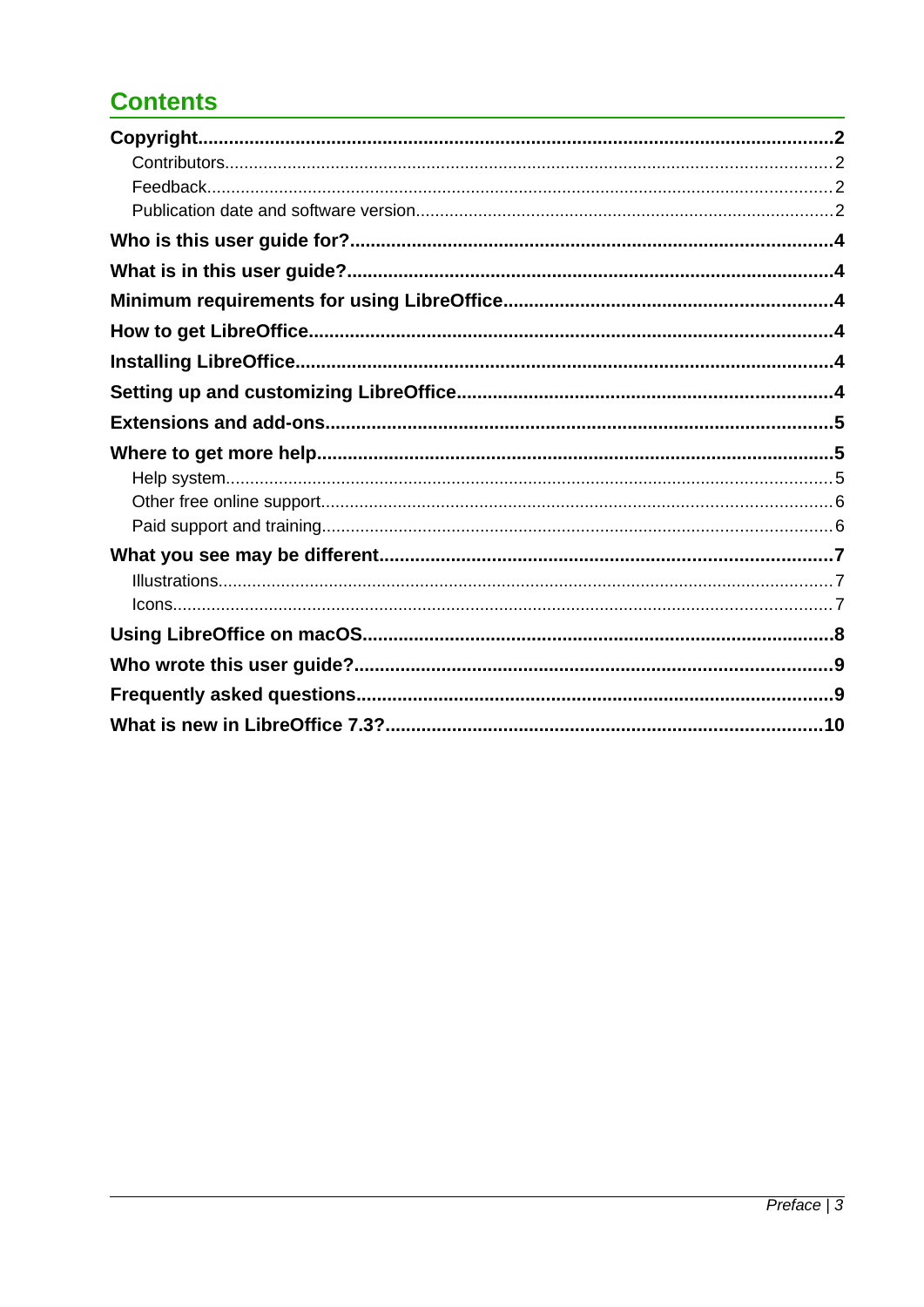# Contents

**Copyright** ..... **2**

- Contributors ..... 2
- Feedback ..... 2
- Publication date and software version ..... 2

**Who is this user guide for?** ..... **4**

**What is in this user guide?** ..... **4**

**Minimum requirements for using LibreOffice** ..... **4**

**How to get LibreOffice** ..... **4**

**Installing LibreOffice** ..... **4**

**Setting up and customizing LibreOffice** ..... **4**

**Extensions and add-ons** ..... **5**

**Where to get more help** ..... **5**

- Help system ..... 5
- Other free online support ..... 6
- Paid support and training ..... 6

**What you see may be different** ..... **7**

- Illustrations ..... 7
- Icons ..... 7

**Using LibreOffice on macOS** ..... **8**

**Who wrote this user guide?** ..... **9**

**Frequently asked questions** ..... **9**

**What is new in LibreOffice 7.3?** ..... **10**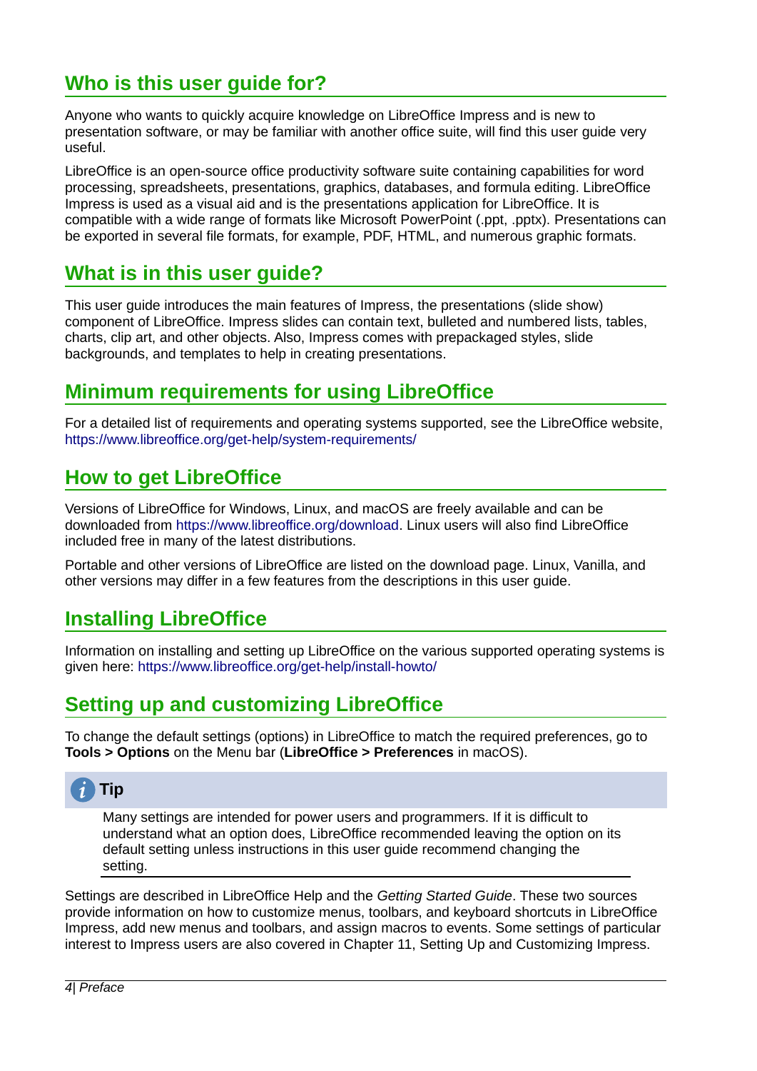## Who is this user guide for?

Anyone who wants to quickly acquire knowledge on LibreOffice Impress and is new to presentation software, or may be familiar with another office suite, will find this user guide very useful.

LibreOffice is an open-source office productivity software suite containing capabilities for word processing, spreadsheets, presentations, graphics, databases, and formula editing. LibreOffice Impress is used as a visual aid and is the presentations application for LibreOffice. It is compatible with a wide range of formats like Microsoft PowerPoint (.ppt, .pptx). Presentations can be exported in several file formats, for example, PDF, HTML, and numerous graphic formats.

## What is in this user guide?

This user guide introduces the main features of Impress, the presentations (slide show) component of LibreOffice. Impress slides can contain text, bulleted and numbered lists, tables, charts, clip art, and other objects. Also, Impress comes with prepackaged styles, slide backgrounds, and templates to help in creating presentations.

## Minimum requirements for using LibreOffice

For a detailed list of requirements and operating systems supported, see the LibreOffice website, https://www.libreoffice.org/get-help/system-requirements/

## How to get LibreOffice

Versions of LibreOffice for Windows, Linux, and macOS are freely available and can be downloaded from https://www.libreoffice.org/download. Linux users will also find LibreOffice included free in many of the latest distributions.

Portable and other versions of LibreOffice are listed on the download page. Linux, Vanilla, and other versions may differ in a few features from the descriptions in this user guide.

## Installing LibreOffice

Information on installing and setting up LibreOffice on the various supported operating systems is given here: https://www.libreoffice.org/get-help/install-howto/

## Setting up and customizing LibreOffice

To change the default settings (options) in LibreOffice to match the required preferences, go to **Tools > Options** on the Menu bar (**LibreOffice > Preferences** in macOS).

> **Tip**
>
> Many settings are intended for power users and programmers. If it is difficult to understand what an option does, LibreOffice recommended leaving the option on its default setting unless instructions in this user guide recommend changing the setting.

Settings are described in LibreOffice Help and the *Getting Started Guide*. These two sources provide information on how to customize menus, toolbars, and keyboard shortcuts in LibreOffice Impress, add new menus and toolbars, and assign macros to events. Some settings of particular interest to Impress users are also covered in Chapter 11, Setting Up and Customizing Impress.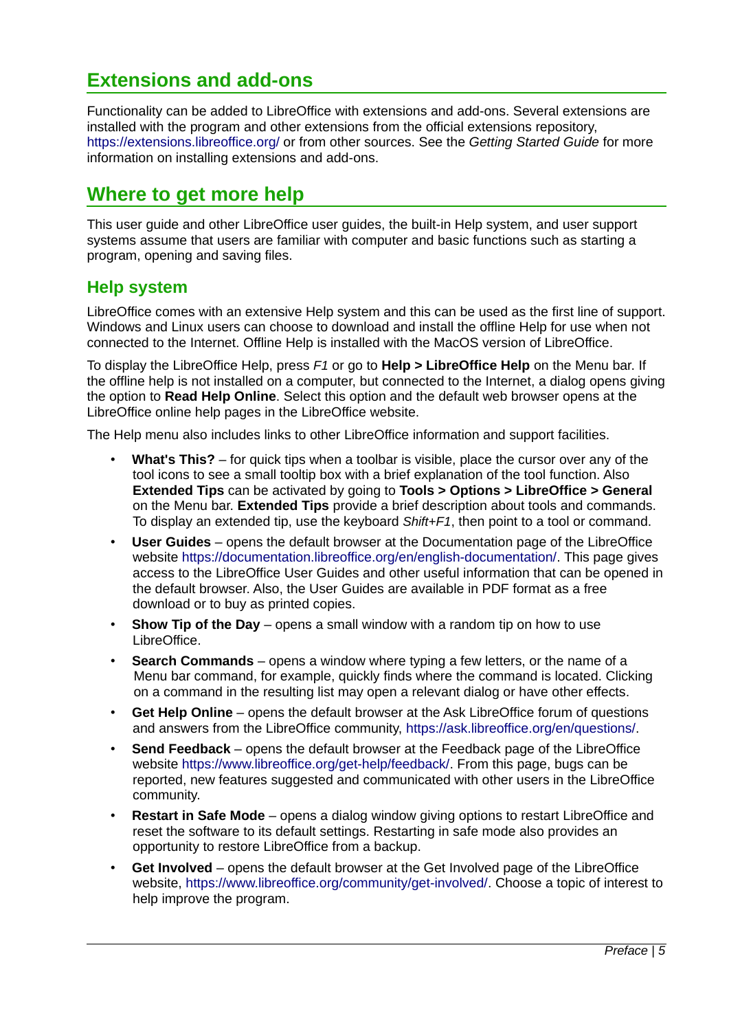## Extensions and add-ons

Functionality can be added to LibreOffice with extensions and add-ons. Several extensions are installed with the program and other extensions from the official extensions repository, https://extensions.libreoffice.org/ or from other sources. See the *Getting Started Guide* for more information on installing extensions and add-ons.

## Where to get more help

This user guide and other LibreOffice user guides, the built-in Help system, and user support systems assume that users are familiar with computer and basic functions such as starting a program, opening and saving files.

### Help system

LibreOffice comes with an extensive Help system and this can be used as the first line of support. Windows and Linux users can choose to download and install the offline Help for use when not connected to the Internet. Offline Help is installed with the MacOS version of LibreOffice.

To display the LibreOffice Help, press *F1* or go to **Help > LibreOffice Help** on the Menu bar. If the offline help is not installed on a computer, but connected to the Internet, a dialog opens giving the option to **Read Help Online**. Select this option and the default web browser opens at the LibreOffice online help pages in the LibreOffice website.

The Help menu also includes links to other LibreOffice information and support facilities.

- **What's This?** – for quick tips when a toolbar is visible, place the cursor over any of the tool icons to see a small tooltip box with a brief explanation of the tool function. Also **Extended Tips** can be activated by going to **Tools > Options > LibreOffice > General** on the Menu bar. **Extended Tips** provide a brief description about tools and commands. To display an extended tip, use the keyboard *Shift+F1*, then point to a tool or command.
- **User Guides** – opens the default browser at the Documentation page of the LibreOffice website https://documentation.libreoffice.org/en/english-documentation/. This page gives access to the LibreOffice User Guides and other useful information that can be opened in the default browser. Also, the User Guides are available in PDF format as a free download or to buy as printed copies.
- **Show Tip of the Day** – opens a small window with a random tip on how to use LibreOffice.
- **Search Commands** – opens a window where typing a few letters, or the name of a Menu bar command, for example, quickly finds where the command is located. Clicking on a command in the resulting list may open a relevant dialog or have other effects.
- **Get Help Online** – opens the default browser at the Ask LibreOffice forum of questions and answers from the LibreOffice community, https://ask.libreoffice.org/en/questions/.
- **Send Feedback** – opens the default browser at the Feedback page of the LibreOffice website https://www.libreoffice.org/get-help/feedback/. From this page, bugs can be reported, new features suggested and communicated with other users in the LibreOffice community.
- **Restart in Safe Mode** – opens a dialog window giving options to restart LibreOffice and reset the software to its default settings. Restarting in safe mode also provides an opportunity to restore LibreOffice from a backup.
- **Get Involved** – opens the default browser at the Get Involved page of the LibreOffice website, https://www.libreoffice.org/community/get-involved/. Choose a topic of interest to help improve the program.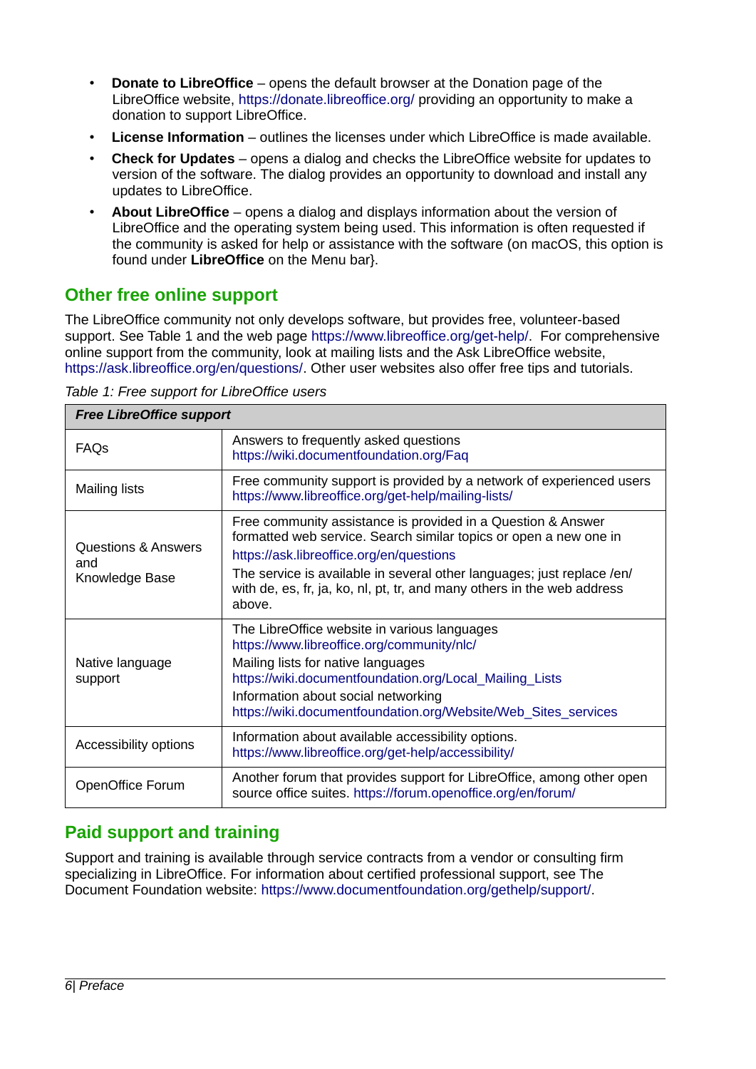- **Donate to LibreOffice** – opens the default browser at the Donation page of the LibreOffice website, https://donate.libreoffice.org/ providing an opportunity to make a donation to support LibreOffice.
- **License Information** – outlines the licenses under which LibreOffice is made available.
- **Check for Updates** – opens a dialog and checks the LibreOffice website for updates to version of the software. The dialog provides an opportunity to download and install any updates to LibreOffice.
- **About LibreOffice** – opens a dialog and displays information about the version of LibreOffice and the operating system being used. This information is often requested if the community is asked for help or assistance with the software (on macOS, this option is found under **LibreOffice** on the Menu bar}.

## Other free online support

The LibreOffice community not only develops software, but provides free, volunteer-based support. See Table 1 and the web page https://www.libreoffice.org/get-help/. For comprehensive online support from the community, look at mailing lists and the Ask LibreOffice website, https://ask.libreoffice.org/en/questions/. Other user websites also offer free tips and tutorials.

*Table 1: Free support for LibreOffice users*

| ***Free LibreOffice support*** | |
|---|---|
| FAQs | Answers to frequently asked questions https://wiki.documentfoundation.org/Faq |
| Mailing lists | Free community support is provided by a network of experienced users https://www.libreoffice.org/get-help/mailing-lists/ |
| Questions & Answers and Knowledge Base | Free community assistance is provided in a Question & Answer formatted web service. Search similar topics or open a new one in https://ask.libreoffice.org/en/questions<br>The service is available in several other languages; just replace /en/ with de, es, fr, ja, ko, nl, pt, tr, and many others in the web address above. |
| Native language support | The LibreOffice website in various languages https://www.libreoffice.org/community/nlc/<br>Mailing lists for native languages https://wiki.documentfoundation.org/Local_Mailing_Lists<br>Information about social networking https://wiki.documentfoundation.org/Website/Web_Sites_services |
| Accessibility options | Information about available accessibility options. https://www.libreoffice.org/get-help/accessibility/ |
| OpenOffice Forum | Another forum that provides support for LibreOffice, among other open source office suites. https://forum.openoffice.org/en/forum/ |

## Paid support and training

Support and training is available through service contracts from a vendor or consulting firm specializing in LibreOffice. For information about certified professional support, see The Document Foundation website: https://www.documentfoundation.org/gethelp/support/.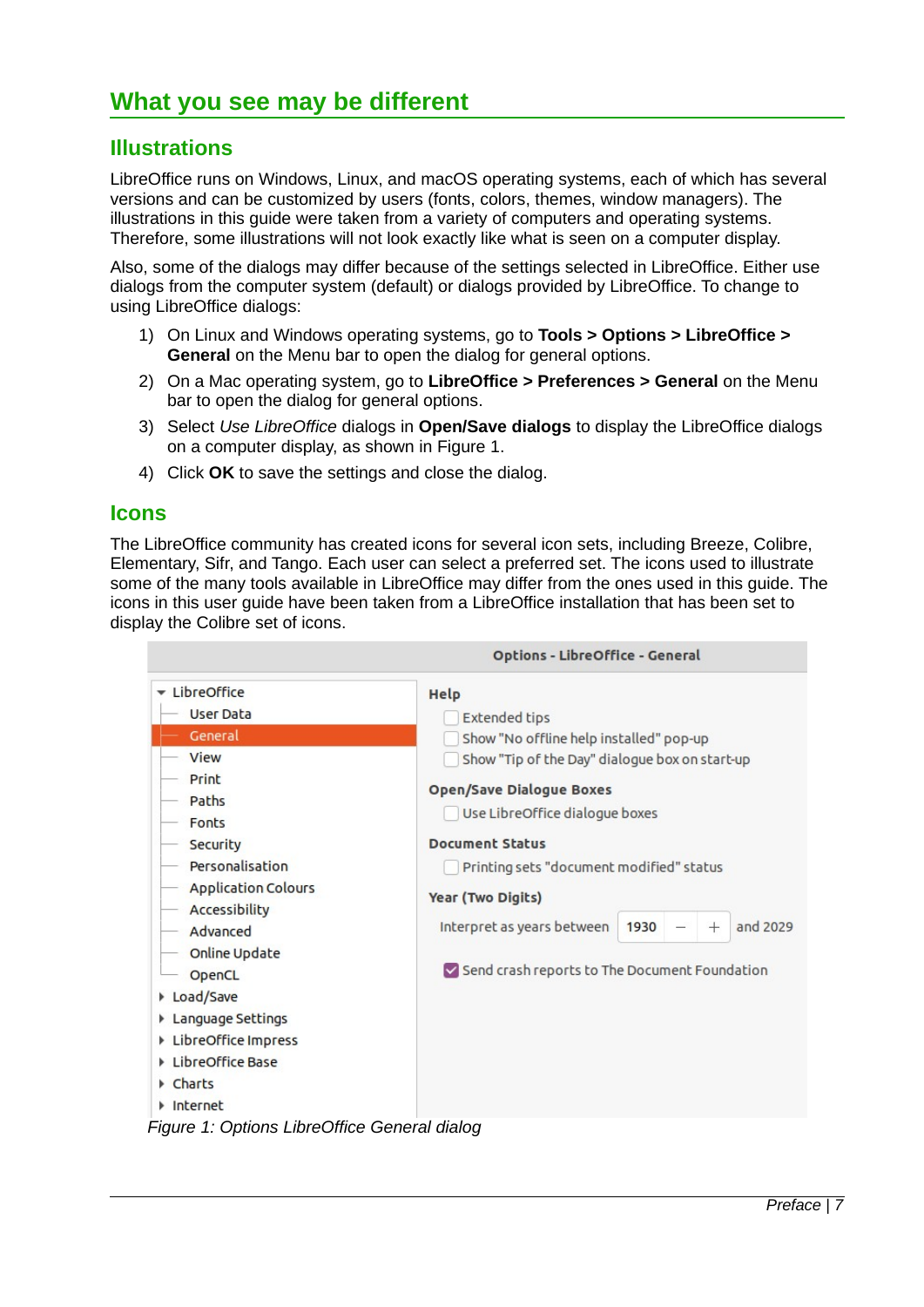# What you see may be different

## Illustrations

LibreOffice runs on Windows, Linux, and macOS operating systems, each of which has several versions and can be customized by users (fonts, colors, themes, window managers). The illustrations in this guide were taken from a variety of computers and operating systems. Therefore, some illustrations will not look exactly like what is seen on a computer display.

Also, some of the dialogs may differ because of the settings selected in LibreOffice. Either use dialogs from the computer system (default) or dialogs provided by LibreOffice. To change to using LibreOffice dialogs:

1) On Linux and Windows operating systems, go to **Tools > Options > LibreOffice > General** on the Menu bar to open the dialog for general options.
2) On a Mac operating system, go to **LibreOffice > Preferences > General** on the Menu bar to open the dialog for general options.
3) Select *Use LibreOffice* dialogs in **Open/Save dialogs** to display the LibreOffice dialogs on a computer display, as shown in Figure 1.
4) Click **OK** to save the settings and close the dialog.

## Icons

The LibreOffice community has created icons for several icon sets, including Breeze, Colibre, Elementary, Sifr, and Tango. Each user can select a preferred set. The icons used to illustrate some of the many tools available in LibreOffice may differ from the ones used in this guide. The icons in this user guide have been taken from a LibreOffice installation that has been set to display the Colibre set of icons.

*Figure 1: Options LibreOffice General dialog*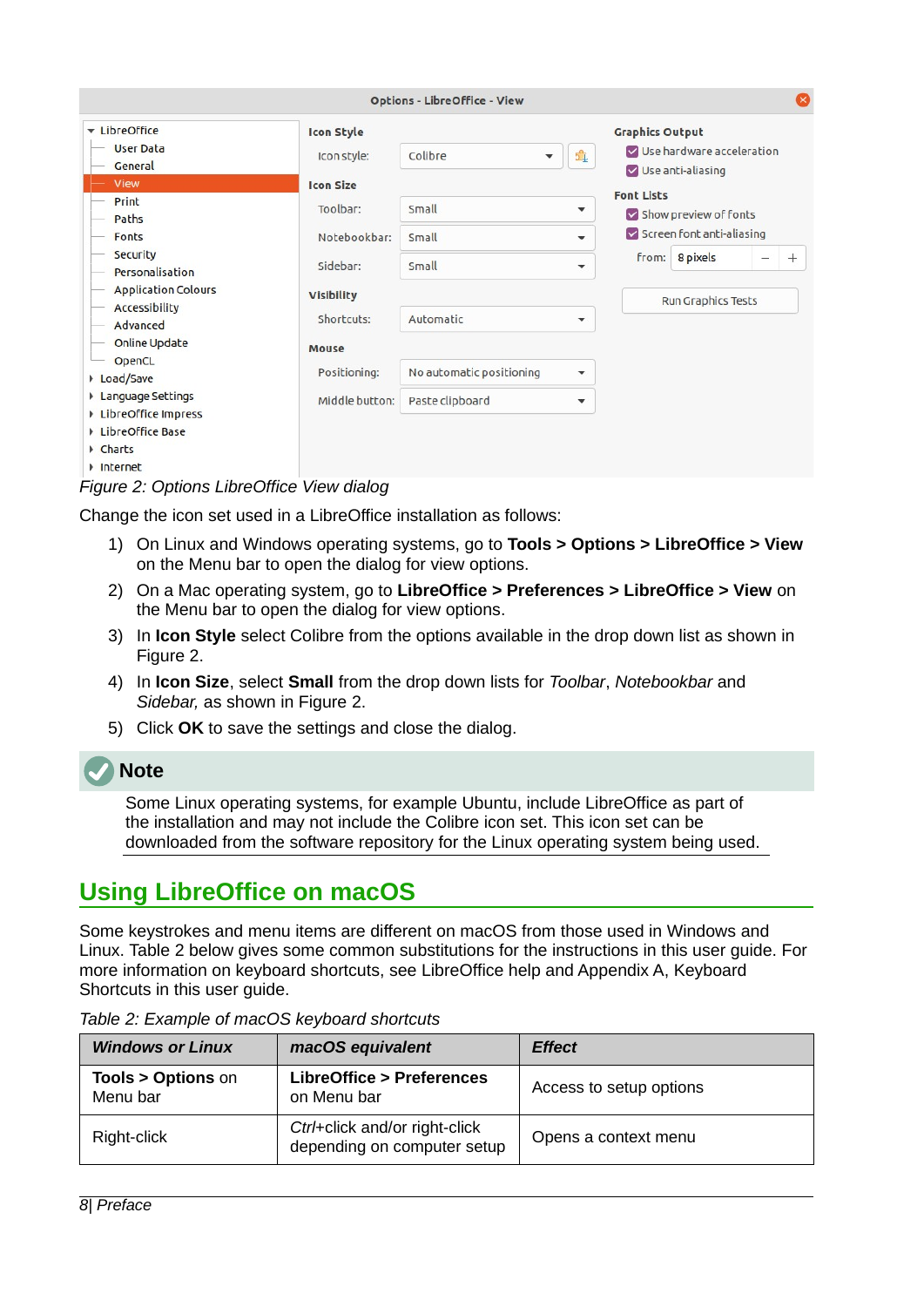*Figure 2: Options LibreOffice View dialog*

Change the icon set used in a LibreOffice installation as follows:

1) On Linux and Windows operating systems, go to **Tools > Options > LibreOffice > View** on the Menu bar to open the dialog for view options.
2) On a Mac operating system, go to **LibreOffice > Preferences > LibreOffice > View** on the Menu bar to open the dialog for view options.
3) In **Icon Style** select Colibre from the options available in the drop down list as shown in Figure 2.
4) In **Icon Size**, select **Small** from the drop down lists for *Toolbar*, *Notebookbar* and *Sidebar,* as shown in Figure 2.
5) Click **OK** to save the settings and close the dialog.

**Note**

Some Linux operating systems, for example Ubuntu, include LibreOffice as part of the installation and may not include the Colibre icon set. This icon set can be downloaded from the software repository for the Linux operating system being used.

## Using LibreOffice on macOS

Some keystrokes and menu items are different on macOS from those used in Windows and Linux. Table 2 below gives some common substitutions for the instructions in this user guide. For more information on keyboard shortcuts, see LibreOffice help and Appendix A, Keyboard Shortcuts in this user guide.

*Table 2: Example of macOS keyboard shortcuts*

| *Windows or Linux* | *macOS equivalent* | *Effect* |
|---|---|---|
| **Tools > Options** on Menu bar | **LibreOffice > Preferences** on Menu bar | Access to setup options |
| Right-click | *Ctrl*+click and/or right-click depending on computer setup | Opens a context menu |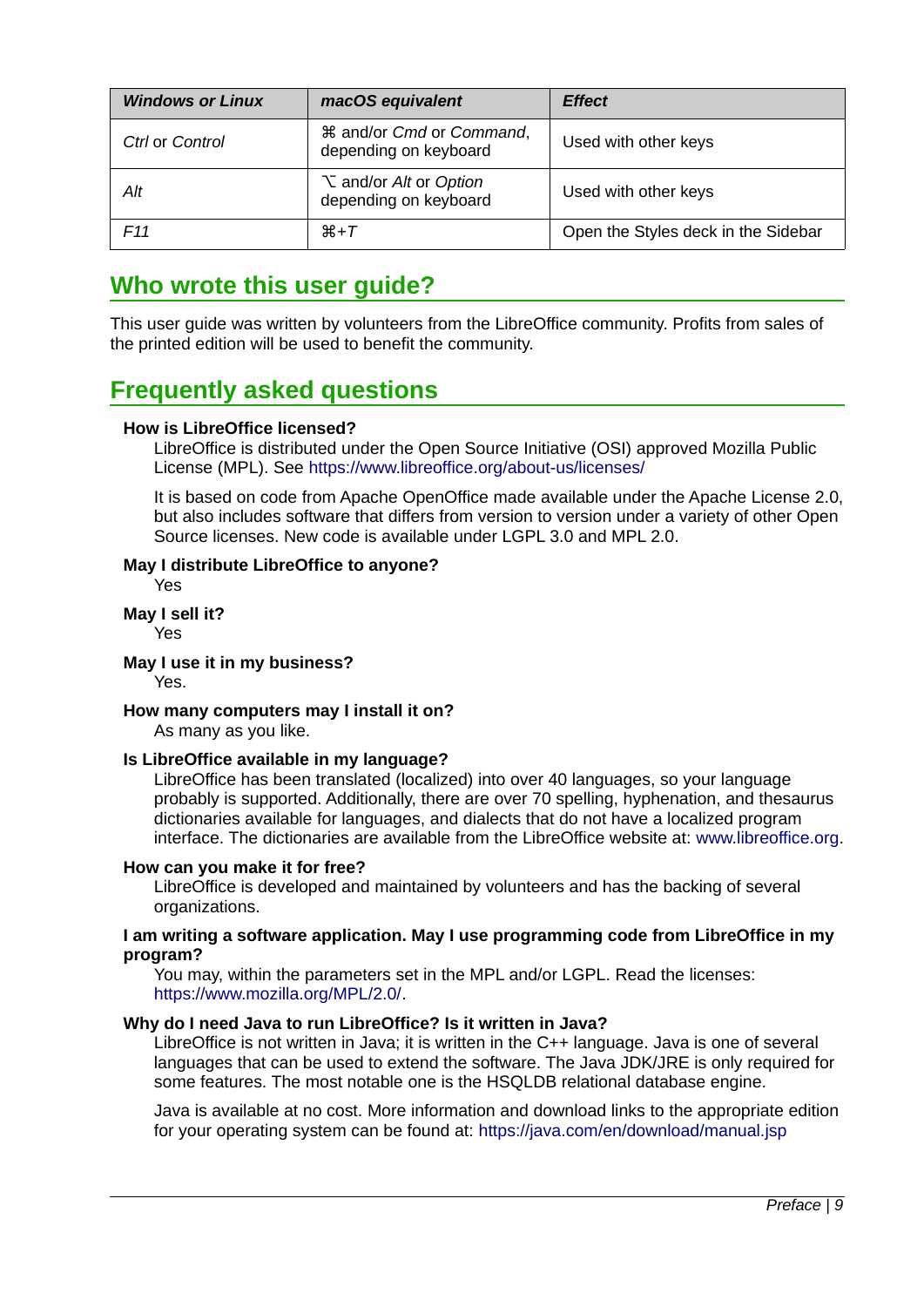| *Windows or Linux* | *macOS equivalent* | *Effect* |
|---|---|---|
| *Ctrl* or *Control* | ⌘ and/or *Cmd* or *Command*, depending on keyboard | Used with other keys |
| *Alt* | ⌥ and/or *Alt* or *Option* depending on keyboard | Used with other keys |
| *F11* | ⌘+*T* | Open the Styles deck in the Sidebar |

## Who wrote this user guide?

This user guide was written by volunteers from the LibreOffice community. Profits from sales of the printed edition will be used to benefit the community.

## Frequently asked questions

**How is LibreOffice licensed?**

LibreOffice is distributed under the Open Source Initiative (OSI) approved Mozilla Public License (MPL). See https://www.libreoffice.org/about-us/licenses/

It is based on code from Apache OpenOffice made available under the Apache License 2.0, but also includes software that differs from version to version under a variety of other Open Source licenses. New code is available under LGPL 3.0 and MPL 2.0.

**May I distribute LibreOffice to anyone?**

Yes

**May I sell it?**

Yes

**May I use it in my business?**

Yes.

**How many computers may I install it on?**

As many as you like.

**Is LibreOffice available in my language?**

LibreOffice has been translated (localized) into over 40 languages, so your language probably is supported. Additionally, there are over 70 spelling, hyphenation, and thesaurus dictionaries available for languages, and dialects that do not have a localized program interface. The dictionaries are available from the LibreOffice website at: www.libreoffice.org.

**How can you make it for free?**

LibreOffice is developed and maintained by volunteers and has the backing of several organizations.

**I am writing a software application. May I use programming code from LibreOffice in my program?**

You may, within the parameters set in the MPL and/or LGPL. Read the licenses: https://www.mozilla.org/MPL/2.0/.

**Why do I need Java to run LibreOffice? Is it written in Java?**

LibreOffice is not written in Java; it is written in the C++ language. Java is one of several languages that can be used to extend the software. The Java JDK/JRE is only required for some features. The most notable one is the HSQLDB relational database engine.

Java is available at no cost. More information and download links to the appropriate edition for your operating system can be found at: https://java.com/en/download/manual.jsp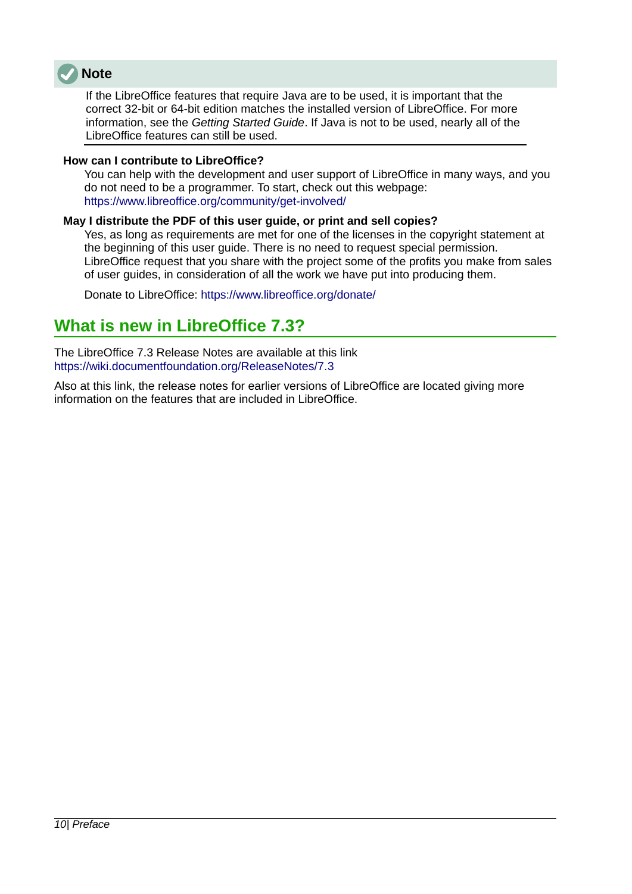**Note**

If the LibreOffice features that require Java are to be used, it is important that the correct 32-bit or 64-bit edition matches the installed version of LibreOffice. For more information, see the *Getting Started Guide*. If Java is not to be used, nearly all of the LibreOffice features can still be used.

**How can I contribute to LibreOffice?**

You can help with the development and user support of LibreOffice in many ways, and you do not need to be a programmer. To start, check out this webpage: https://www.libreoffice.org/community/get-involved/

**May I distribute the PDF of this user guide, or print and sell copies?**

Yes, as long as requirements are met for one of the licenses in the copyright statement at the beginning of this user guide. There is no need to request special permission. LibreOffice request that you share with the project some of the profits you make from sales of user guides, in consideration of all the work we have put into producing them.

Donate to LibreOffice: https://www.libreoffice.org/donate/

## What is new in LibreOffice 7.3?

The LibreOffice 7.3 Release Notes are available at this link https://wiki.documentfoundation.org/ReleaseNotes/7.3

Also at this link, the release notes for earlier versions of LibreOffice are located giving more information on the features that are included in LibreOffice.